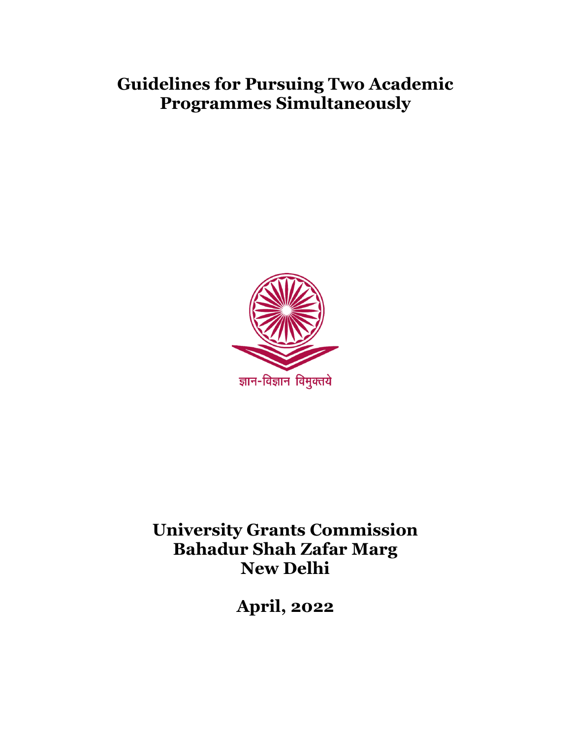# Guidelines for Pursuing Two Academic Programmes Simultaneously

ज्ञान-विज्ञान विमुक्तये

**University Grants Commission**
**Bahadur Shah Zafar Marg**
**New Delhi**

**April, 2022**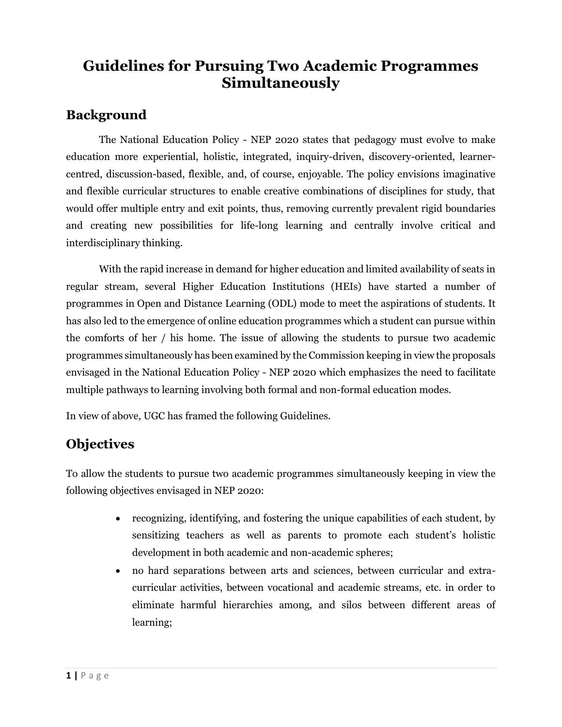# Guidelines for Pursuing Two Academic Programmes Simultaneously

## Background

The National Education Policy - NEP 2020 states that pedagogy must evolve to make education more experiential, holistic, integrated, inquiry-driven, discovery-oriented, learner-centred, discussion-based, flexible, and, of course, enjoyable. The policy envisions imaginative and flexible curricular structures to enable creative combinations of disciplines for study, that would offer multiple entry and exit points, thus, removing currently prevalent rigid boundaries and creating new possibilities for life-long learning and centrally involve critical and interdisciplinary thinking.

With the rapid increase in demand for higher education and limited availability of seats in regular stream, several Higher Education Institutions (HEIs) have started a number of programmes in Open and Distance Learning (ODL) mode to meet the aspirations of students. It has also led to the emergence of online education programmes which a student can pursue within the comforts of her / his home. The issue of allowing the students to pursue two academic programmes simultaneously has been examined by the Commission keeping in view the proposals envisaged in the National Education Policy - NEP 2020 which emphasizes the need to facilitate multiple pathways to learning involving both formal and non-formal education modes.

In view of above, UGC has framed the following Guidelines.

## Objectives

To allow the students to pursue two academic programmes simultaneously keeping in view the following objectives envisaged in NEP 2020:

- recognizing, identifying, and fostering the unique capabilities of each student, by sensitizing teachers as well as parents to promote each student's holistic development in both academic and non-academic spheres;
- no hard separations between arts and sciences, between curricular and extra-curricular activities, between vocational and academic streams, etc. in order to eliminate harmful hierarchies among, and silos between different areas of learning;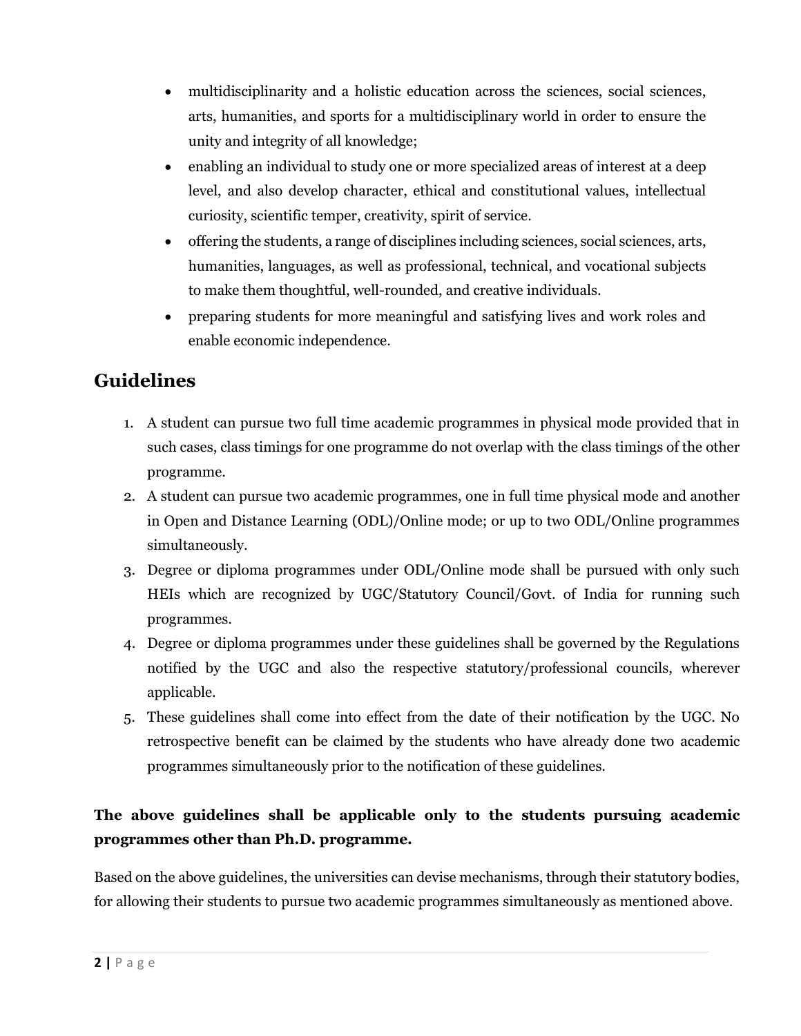- multidisciplinarity and a holistic education across the sciences, social sciences, arts, humanities, and sports for a multidisciplinary world in order to ensure the unity and integrity of all knowledge;
- enabling an individual to study one or more specialized areas of interest at a deep level, and also develop character, ethical and constitutional values, intellectual curiosity, scientific temper, creativity, spirit of service.
- offering the students, a range of disciplines including sciences, social sciences, arts, humanities, languages, as well as professional, technical, and vocational subjects to make them thoughtful, well-rounded, and creative individuals.
- preparing students for more meaningful and satisfying lives and work roles and enable economic independence.

## Guidelines

1. A student can pursue two full time academic programmes in physical mode provided that in such cases, class timings for one programme do not overlap with the class timings of the other programme.
2. A student can pursue two academic programmes, one in full time physical mode and another in Open and Distance Learning (ODL)/Online mode; or up to two ODL/Online programmes simultaneously.
3. Degree or diploma programmes under ODL/Online mode shall be pursued with only such HEIs which are recognized by UGC/Statutory Council/Govt. of India for running such programmes.
4. Degree or diploma programmes under these guidelines shall be governed by the Regulations notified by the UGC and also the respective statutory/professional councils, wherever applicable.
5. These guidelines shall come into effect from the date of their notification by the UGC. No retrospective benefit can be claimed by the students who have already done two academic programmes simultaneously prior to the notification of these guidelines.

**The above guidelines shall be applicable only to the students pursuing academic programmes other than Ph.D. programme.**

Based on the above guidelines, the universities can devise mechanisms, through their statutory bodies, for allowing their students to pursue two academic programmes simultaneously as mentioned above.